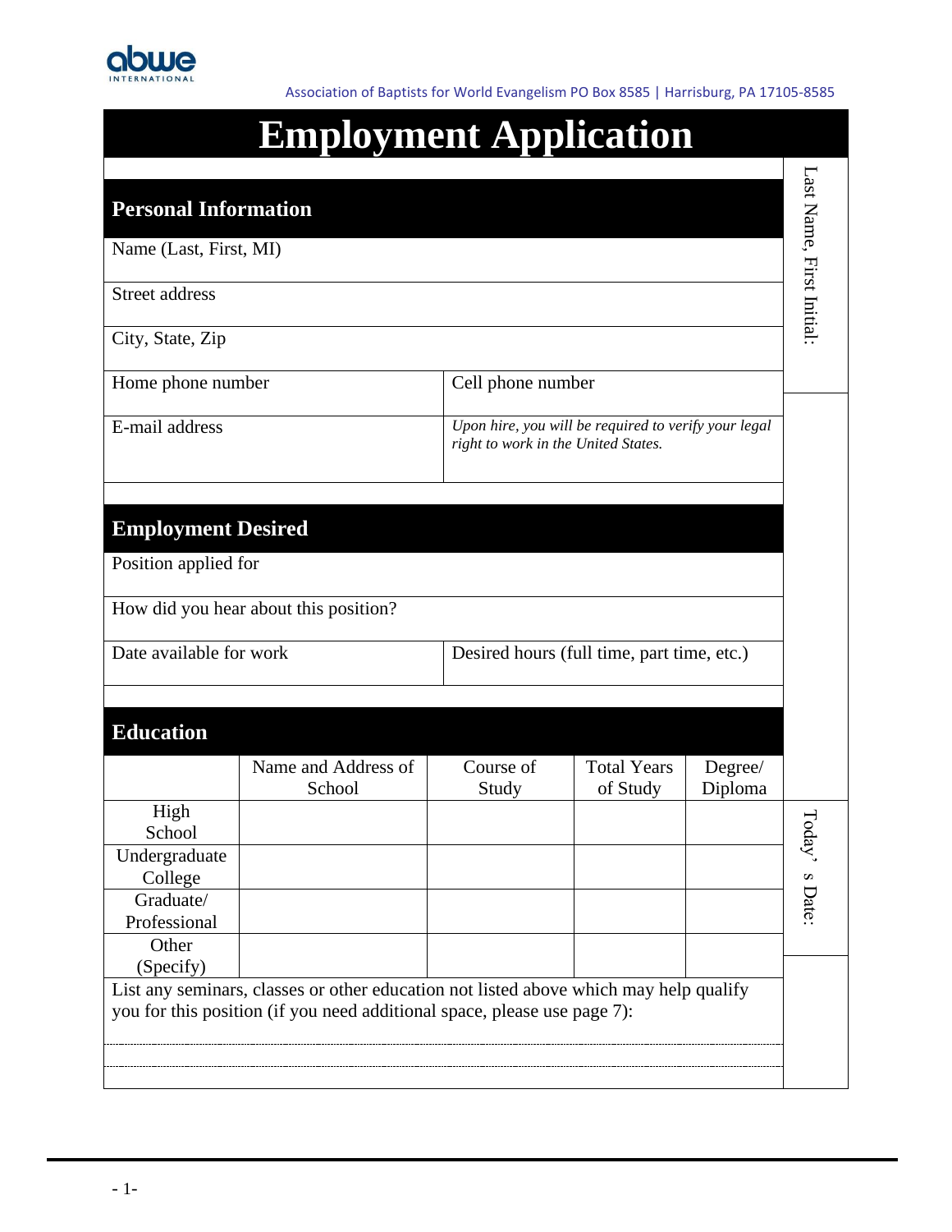abwe INTERNATIONAL

Association of Baptists for World Evangelism PO Box 8585 | Harrisburg, PA 17105-8585

# Employment Application

Last Name, First Initial:

## Personal Information

Name (Last, First, MI)

Street address

City, State, Zip

| Home phone number | Cell phone number |
|---|---|
| E-mail address | *Upon hire, you will be required to verify your legal right to work in the United States.* |

## Employment Desired

Position applied for

How did you hear about this position?

| Date available for work | Desired hours (full time, part time, etc.) |
|---|---|

## Education

| | Name and Address of School | Course of Study | Total Years of Study | Degree/ Diploma |
|---|---|---|---|---|
| High School | | | | |
| Undergraduate College | | | | |
| Graduate/ Professional | | | | |
| Other (Specify) | | | | |

Today's Date:

List any seminars, classes or other education not listed above which may help qualify you for this position (if you need additional space, please use page 7):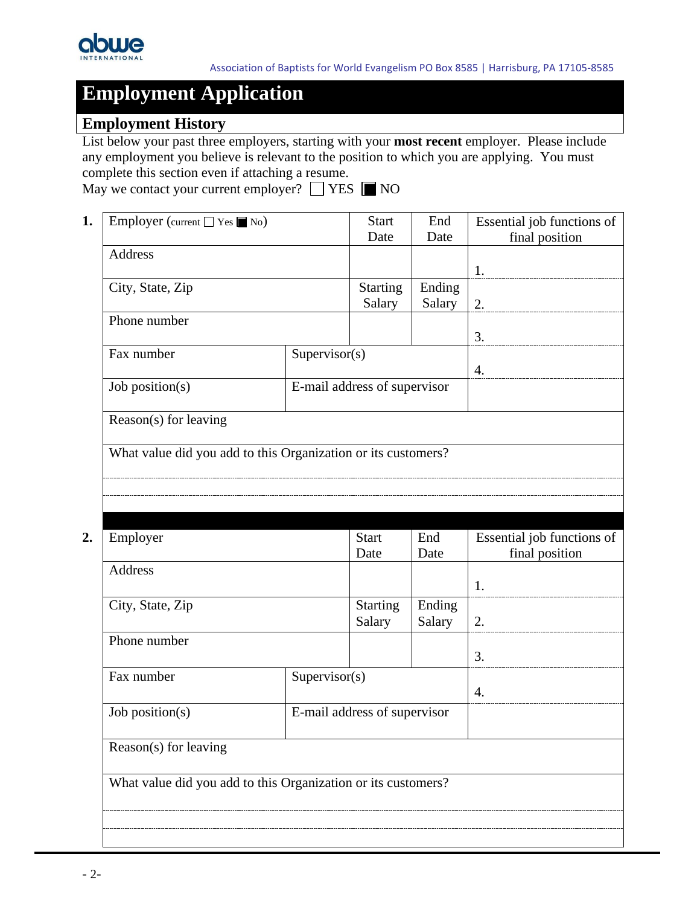Association of Baptists for World Evangelism PO Box 8585 | Harrisburg, PA 17105-8585

# Employment Application

## Employment History

List below your past three employers, starting with your **most recent** employer. Please include any employment you believe is relevant to the position to which you are applying. You must complete this section even if attaching a resume.

May we contact your current employer? ☐ YES ☒ NO

**1.**

| Employer (current ☐ Yes ☒ No) | | Start Date | End Date | Essential job functions of final position |
|---|---|---|---|---|
| Address | | | | 1. |
| City, State, Zip | | Starting Salary | Ending Salary | 2. |
| Phone number | | | | 3. |
| Fax number | Supervisor(s) | | | 4. |
| Job position(s) | E-mail address of supervisor | | | |
| Reason(s) for leaving | | | | |
| What value did you add to this Organization or its customers? | | | | |

**2.**

| Employer | | Start Date | End Date | Essential job functions of final position |
|---|---|---|---|---|
| Address | | | | 1. |
| City, State, Zip | | Starting Salary | Ending Salary | 2. |
| Phone number | | | | 3. |
| Fax number | Supervisor(s) | | | 4. |
| Job position(s) | E-mail address of supervisor | | | |
| Reason(s) for leaving | | | | |
| What value did you add to this Organization or its customers? | | | | |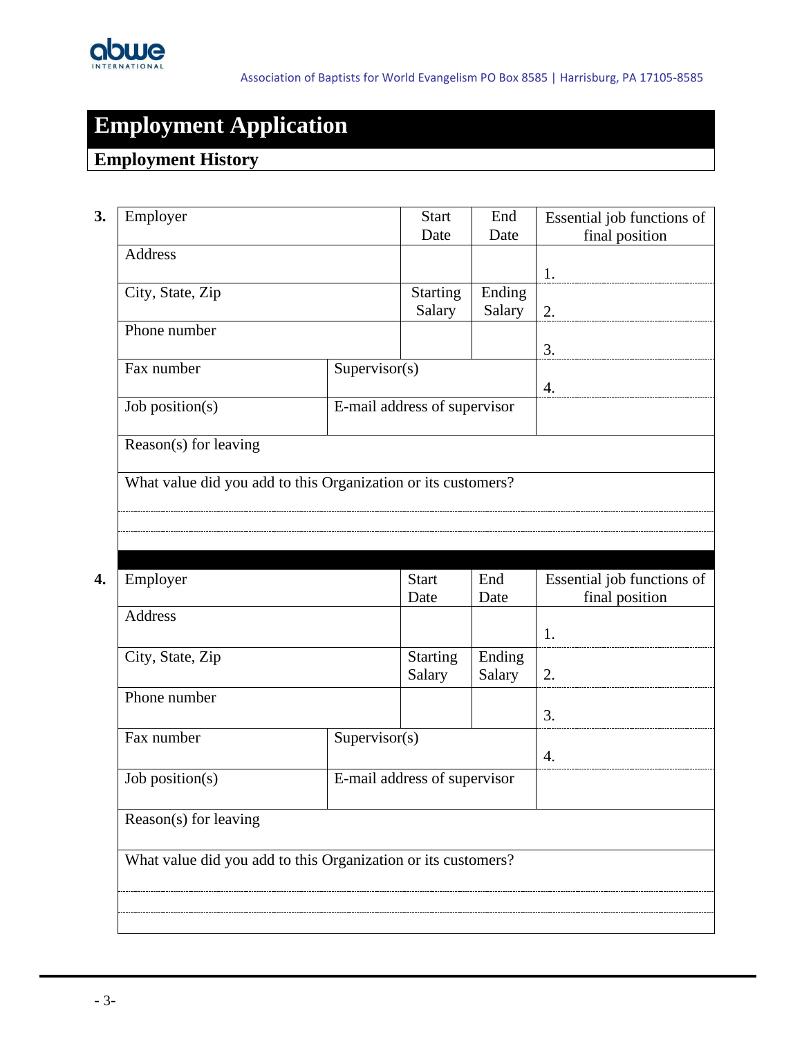Association of Baptists for World Evangelism PO Box 8585 | Harrisburg, PA 17105-8585

# Employment Application

## Employment History

**3.**

| Employer | | Start Date | End Date | Essential job functions of final position |
|---|---|---|---|---|
| Address | | | | 1. |
| City, State, Zip | | Starting Salary | Ending Salary | 2. |
| Phone number | | | | 3. |
| Fax number | Supervisor(s) | | | 4. |
| Job position(s) | E-mail address of supervisor | | | |
| Reason(s) for leaving | | | | |
| What value did you add to this Organization or its customers? | | | | |
| | | | | |
| | | | | |

**4.**

| Employer | | Start Date | End Date | Essential job functions of final position |
|---|---|---|---|---|
| Address | | | | 1. |
| City, State, Zip | | Starting Salary | Ending Salary | 2. |
| Phone number | | | | 3. |
| Fax number | Supervisor(s) | | | 4. |
| Job position(s) | E-mail address of supervisor | | | |
| Reason(s) for leaving | | | | |
| What value did you add to this Organization or its customers? | | | | |
| | | | | |
| | | | | |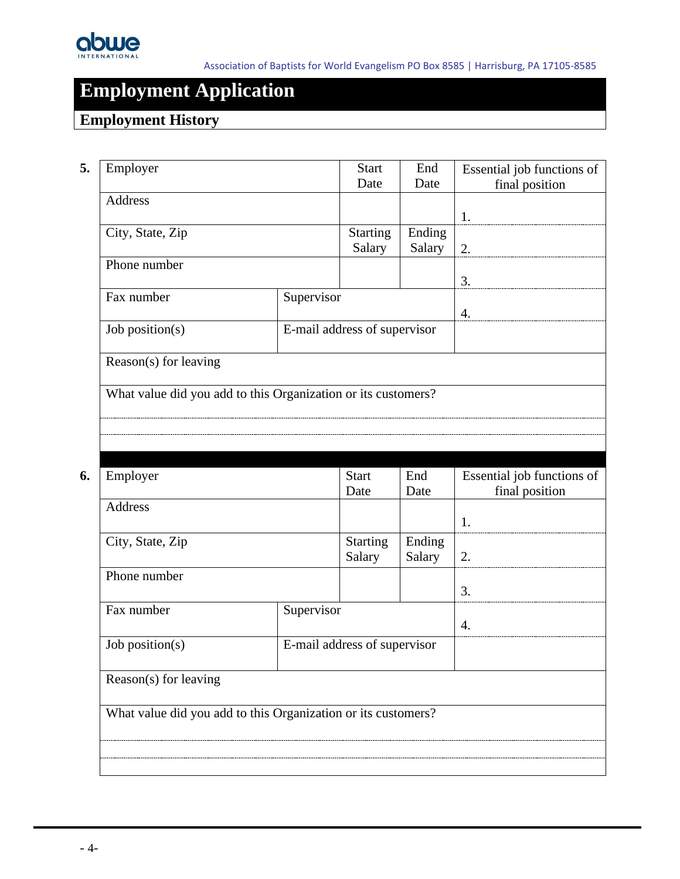Association of Baptists for World Evangelism PO Box 8585 | Harrisburg, PA 17105-8585

# Employment Application

## Employment History

**5.**

| Employer | | Start Date | End Date | Essential job functions of final position |
|---|---|---|---|---|
| Address | | | | 1. |
| City, State, Zip | | Starting Salary | Ending Salary | 2. |
| Phone number | | | | 3. |
| Fax number | Supervisor | | | 4. |
| Job position(s) | E-mail address of supervisor | | | |
| Reason(s) for leaving | | | | |
| What value did you add to this Organization or its customers? | | | | |
| | | | | |
| | | | | |

**6.**

| Employer | | Start Date | End Date | Essential job functions of final position |
|---|---|---|---|---|
| Address | | | | 1. |
| City, State, Zip | | Starting Salary | Ending Salary | 2. |
| Phone number | | | | 3. |
| Fax number | Supervisor | | | 4. |
| Job position(s) | E-mail address of supervisor | | | |
| Reason(s) for leaving | | | | |
| What value did you add to this Organization or its customers? | | | | |
| | | | | |
| | | | | |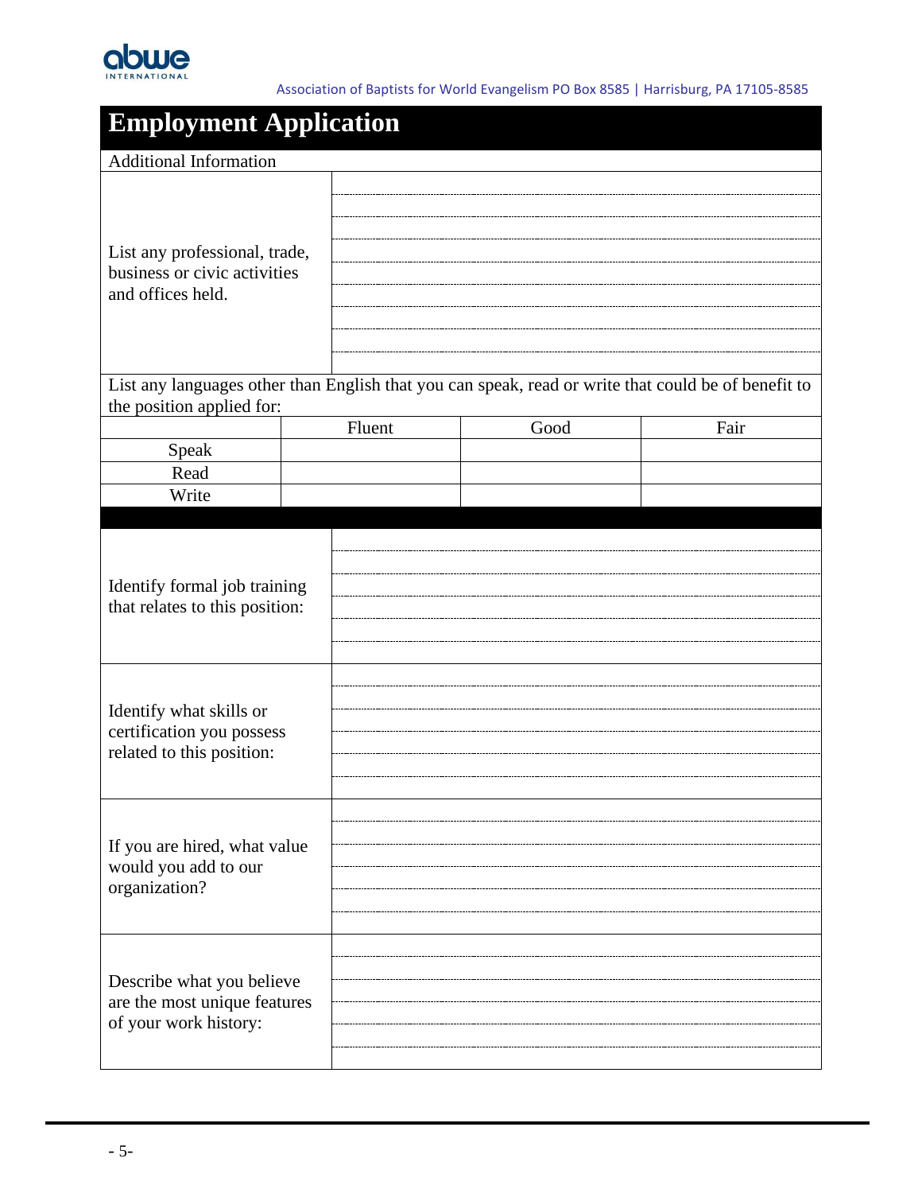Association of Baptists for World Evangelism PO Box 8585 | Harrisburg, PA 17105-8585

# Employment Application

## Additional Information

List any professional, trade, business or civic activities and offices held.

List any languages other than English that you can speak, read or write that could be of benefit to the position applied for:

| | Fluent | Good | Fair |
|---|---|---|---|
| Speak | | | |
| Read | | | |
| Write | | | |

Identify formal job training that relates to this position:

Identify what skills or certification you possess related to this position:

If you are hired, what value would you add to our organization?

Describe what you believe are the most unique features of your work history: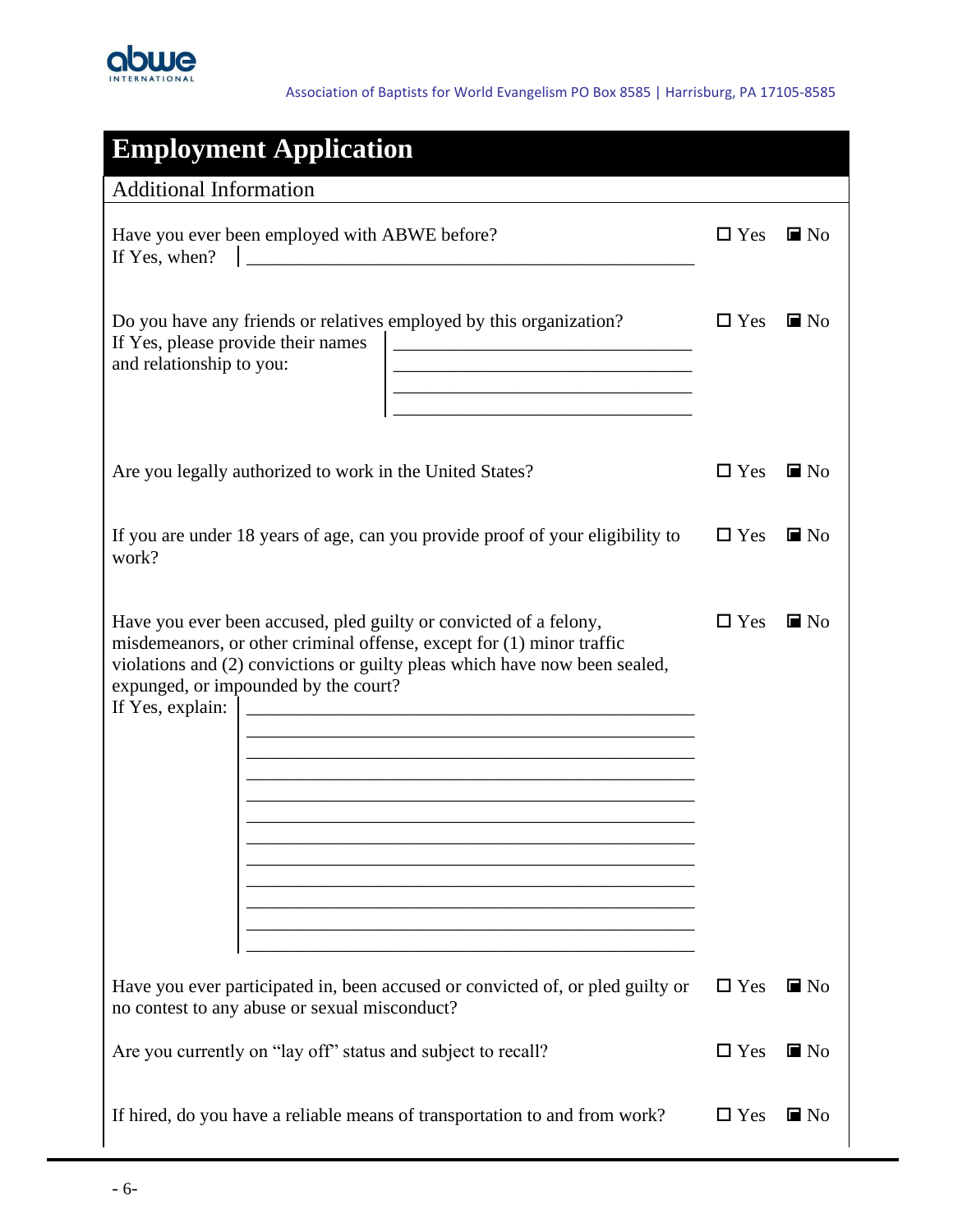Association of Baptists for World Evangelism PO Box 8585 | Harrisburg, PA 17105-8585

# Employment Application

## Additional Information

Have you ever been employed with ABWE before? ☐ Yes ☒ No

If Yes, when? ________________________________________________

Do you have any friends or relatives employed by this organization? ☐ Yes ☒ No

If Yes, please provide their names and relationship to you:

________________________________

________________________________

________________________________

________________________________

Are you legally authorized to work in the United States? ☐ Yes ☒ No

If you are under 18 years of age, can you provide proof of your eligibility to work? ☐ Yes ☒ No

Have you ever been accused, pled guilty or convicted of a felony, misdemeanors, or other criminal offense, except for (1) minor traffic violations and (2) convictions or guilty pleas which have now been sealed, expunged, or impounded by the court? ☐ Yes ☒ No

If Yes, explain:

________________________________________________

________________________________________________

________________________________________________

________________________________________________

________________________________________________

________________________________________________

________________________________________________

________________________________________________

________________________________________________

________________________________________________

________________________________________________

________________________________________________

Have you ever participated in, been accused or convicted of, or pled guilty or no contest to any abuse or sexual misconduct? ☐ Yes ☒ No

Are you currently on "lay off" status and subject to recall? ☐ Yes ☒ No

If hired, do you have a reliable means of transportation to and from work? ☐ Yes ☒ No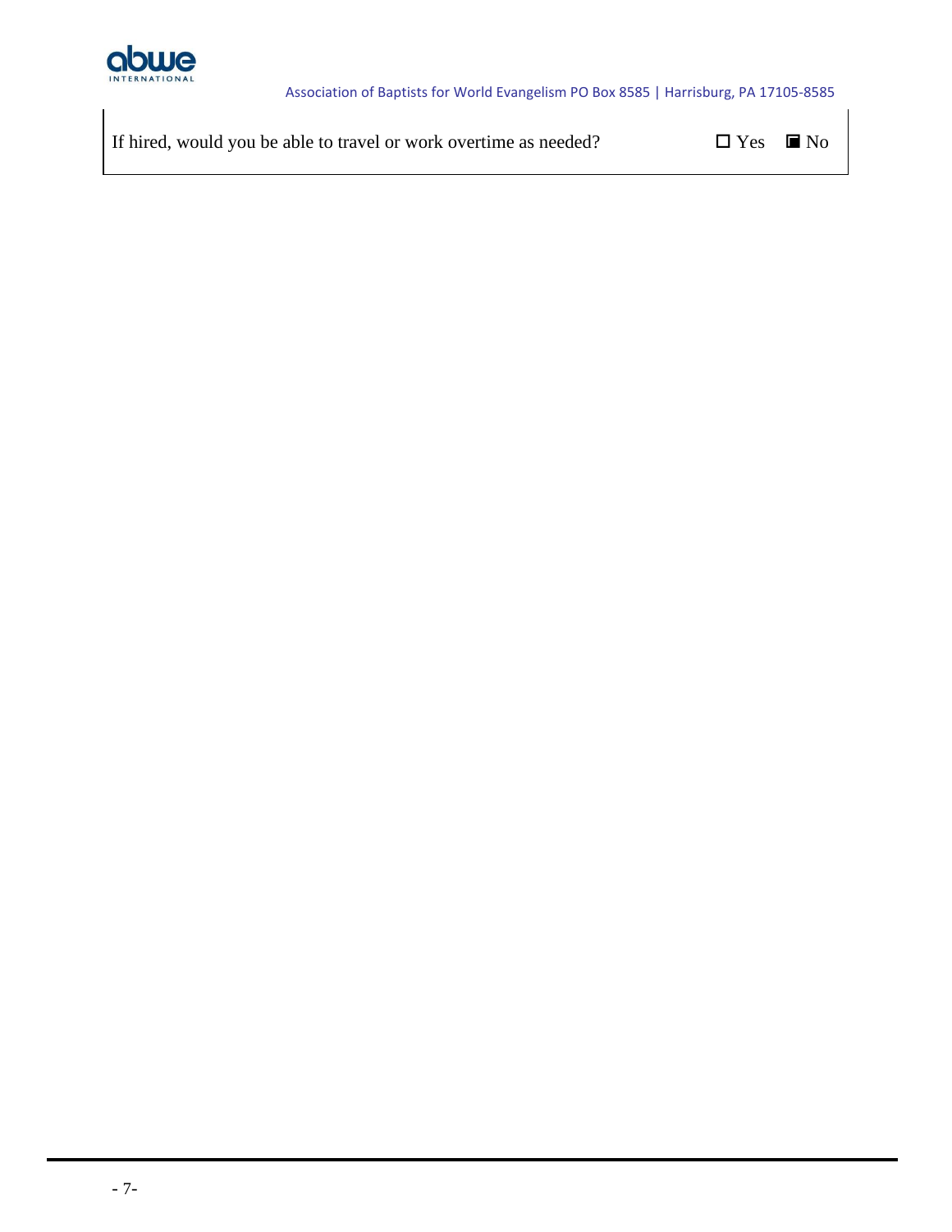If hired, would you be able to travel or work overtime as needed? ☐ Yes ■ No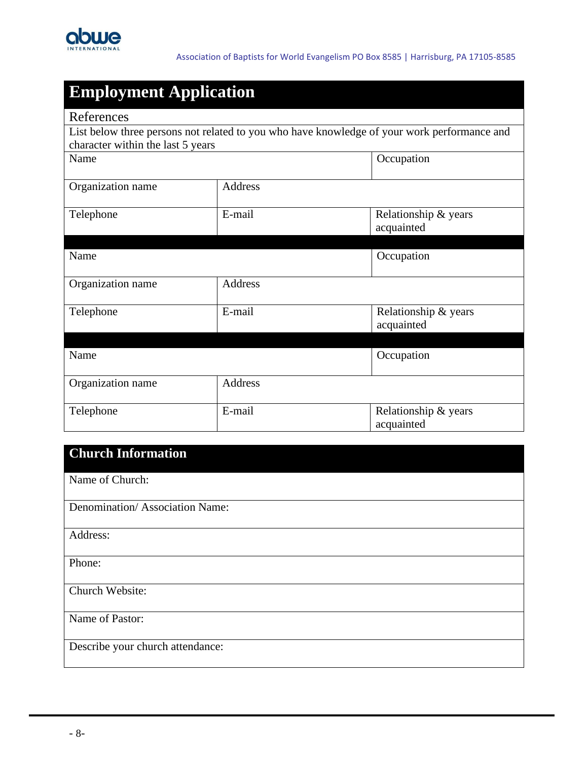abwe INTERNATIONAL

Association of Baptists for World Evangelism PO Box 8585 | Harrisburg, PA 17105-8585

# Employment Application

## References

List below three persons not related to you who have knowledge of your work performance and character within the last 5 years

| Name | | Occupation |
|---|---|---|
| Organization name | Address | |
| Telephone | E-mail | Relationship & years acquainted |

| Name | | Occupation |
|---|---|---|
| Organization name | Address | |
| Telephone | E-mail | Relationship & years acquainted |

| Name | | Occupation |
|---|---|---|
| Organization name | Address | |
| Telephone | E-mail | Relationship & years acquainted |

## Church Information

| |
|---|
| Name of Church: |
| Denomination/ Association Name: |
| Address: |
| Phone: |
| Church Website: |
| Name of Pastor: |
| Describe your church attendance: |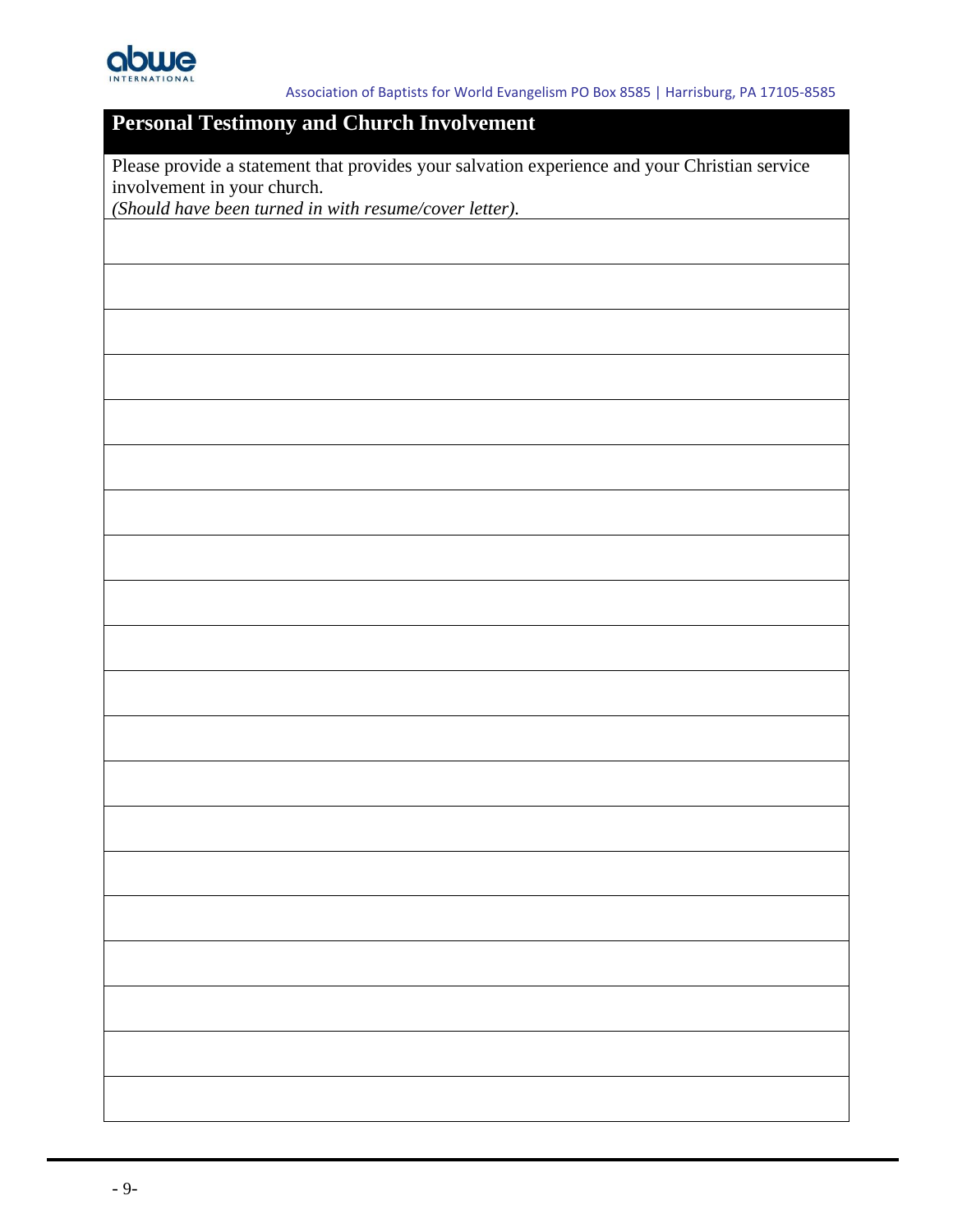## Personal Testimony and Church Involvement

Please provide a statement that provides your salvation experience and your Christian service involvement in your church.
*(Should have been turned in with resume/cover letter).*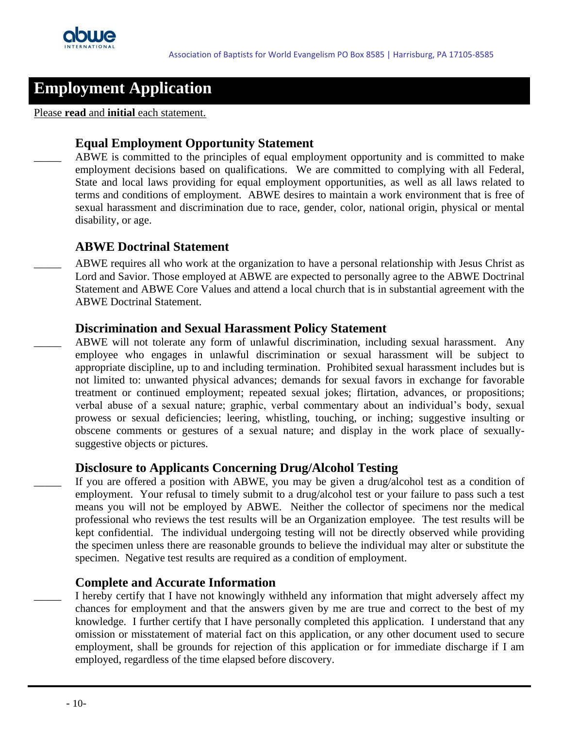Association of Baptists for World Evangelism PO Box 8585 | Harrisburg, PA 17105-8585

# Employment Application

Please **read** and **initial** each statement.

## Equal Employment Opportunity Statement

_____ ABWE is committed to the principles of equal employment opportunity and is committed to make employment decisions based on qualifications. We are committed to complying with all Federal, State and local laws providing for equal employment opportunities, as well as all laws related to terms and conditions of employment. ABWE desires to maintain a work environment that is free of sexual harassment and discrimination due to race, gender, color, national origin, physical or mental disability, or age.

## ABWE Doctrinal Statement

_____ ABWE requires all who work at the organization to have a personal relationship with Jesus Christ as Lord and Savior. Those employed at ABWE are expected to personally agree to the ABWE Doctrinal Statement and ABWE Core Values and attend a local church that is in substantial agreement with the ABWE Doctrinal Statement.

## Discrimination and Sexual Harassment Policy Statement

_____ ABWE will not tolerate any form of unlawful discrimination, including sexual harassment. Any employee who engages in unlawful discrimination or sexual harassment will be subject to appropriate discipline, up to and including termination. Prohibited sexual harassment includes but is not limited to: unwanted physical advances; demands for sexual favors in exchange for favorable treatment or continued employment; repeated sexual jokes; flirtation, advances, or propositions; verbal abuse of a sexual nature; graphic, verbal commentary about an individual's body, sexual prowess or sexual deficiencies; leering, whistling, touching, or inching; suggestive insulting or obscene comments or gestures of a sexual nature; and display in the work place of sexually-suggestive objects or pictures.

## Disclosure to Applicants Concerning Drug/Alcohol Testing

_____ If you are offered a position with ABWE, you may be given a drug/alcohol test as a condition of employment. Your refusal to timely submit to a drug/alcohol test or your failure to pass such a test means you will not be employed by ABWE. Neither the collector of specimens nor the medical professional who reviews the test results will be an Organization employee. The test results will be kept confidential. The individual undergoing testing will not be directly observed while providing the specimen unless there are reasonable grounds to believe the individual may alter or substitute the specimen. Negative test results are required as a condition of employment.

## Complete and Accurate Information

_____ I hereby certify that I have not knowingly withheld any information that might adversely affect my chances for employment and that the answers given by me are true and correct to the best of my knowledge. I further certify that I have personally completed this application. I understand that any omission or misstatement of material fact on this application, or any other document used to secure employment, shall be grounds for rejection of this application or for immediate discharge if I am employed, regardless of the time elapsed before discovery.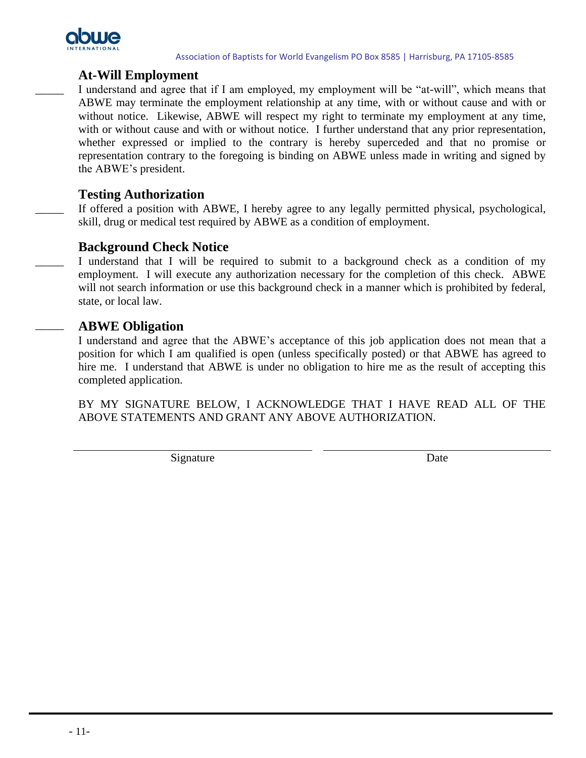Association of Baptists for World Evangelism PO Box 8585 | Harrisburg, PA 17105-8585

### At-Will Employment

_____ I understand and agree that if I am employed, my employment will be "at-will", which means that ABWE may terminate the employment relationship at any time, with or without cause and with or without notice. Likewise, ABWE will respect my right to terminate my employment at any time, with or without cause and with or without notice. I further understand that any prior representation, whether expressed or implied to the contrary is hereby superceded and that no promise or representation contrary to the foregoing is binding on ABWE unless made in writing and signed by the ABWE's president.

### Testing Authorization

_____ If offered a position with ABWE, I hereby agree to any legally permitted physical, psychological, skill, drug or medical test required by ABWE as a condition of employment.

### Background Check Notice

_____ I understand that I will be required to submit to a background check as a condition of my employment. I will execute any authorization necessary for the completion of this check. ABWE will not search information or use this background check in a manner which is prohibited by federal, state, or local law.

### _____ ABWE Obligation

I understand and agree that the ABWE's acceptance of this job application does not mean that a position for which I am qualified is open (unless specifically posted) or that ABWE has agreed to hire me. I understand that ABWE is under no obligation to hire me as the result of accepting this completed application.

BY MY SIGNATURE BELOW, I ACKNOWLEDGE THAT I HAVE READ ALL OF THE ABOVE STATEMENTS AND GRANT ANY ABOVE AUTHORIZATION.

______________________________ Signature

______________________________ Date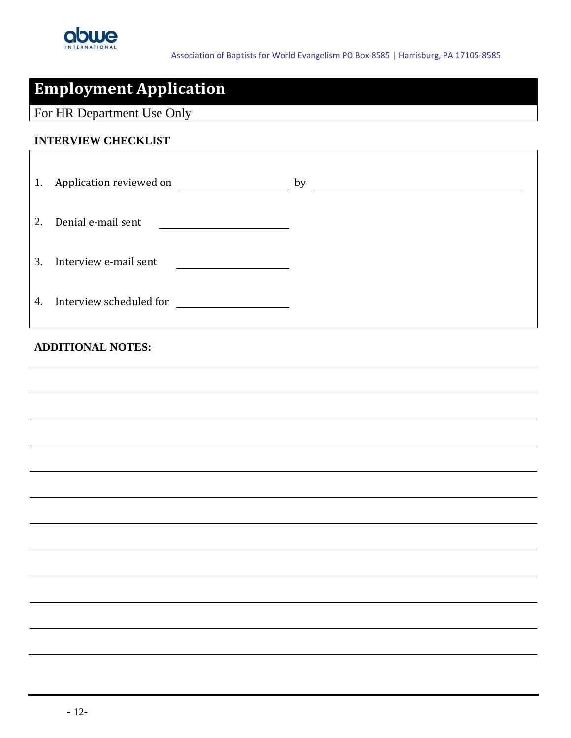Association of Baptists for World Evangelism PO Box 8585 | Harrisburg, PA 17105-8585

# Employment Application

For HR Department Use Only

### INTERVIEW CHECKLIST

1. Application reviewed on \_\_\_\_\_\_\_\_\_\_\_\_\_\_\_\_\_\_\_\_ by \_\_\_\_\_\_\_\_\_\_\_\_\_\_\_\_\_\_\_\_\_\_\_\_\_\_\_\_\_\_\_\_\_\_\_\_\_\_
2. Denial e-mail sent \_\_\_\_\_\_\_\_\_\_\_\_\_\_\_\_\_\_\_\_\_\_\_\_
3. Interview e-mail sent \_\_\_\_\_\_\_\_\_\_\_\_\_\_\_\_\_\_\_\_\_
4. Interview scheduled for \_\_\_\_\_\_\_\_\_\_\_\_\_\_\_\_\_\_\_\_\_

### ADDITIONAL NOTES: